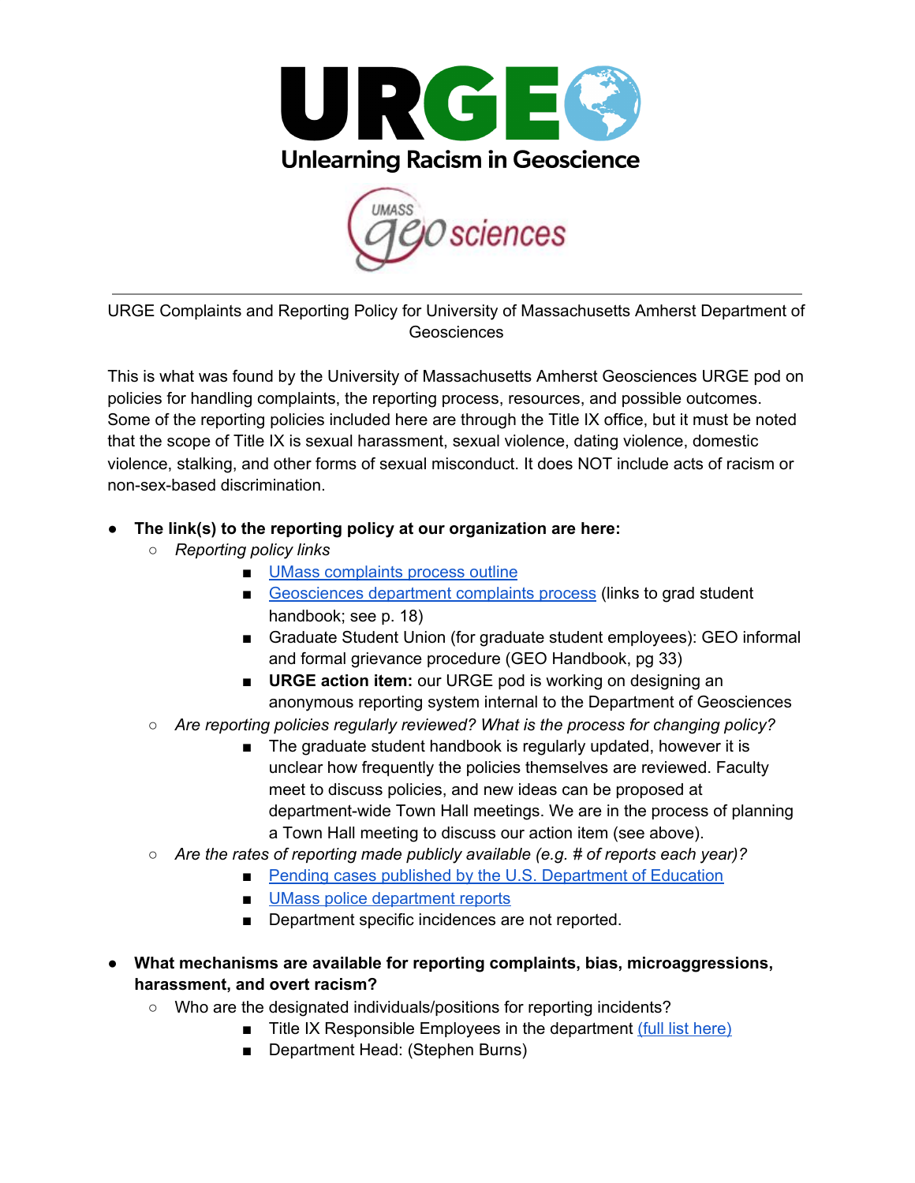# URGE Unlearning Racism in Geoscience

UMASS geosciences

---

URGE Complaints and Reporting Policy for University of Massachusetts Amherst Department of Geosciences

This is what was found by the University of Massachusetts Amherst Geosciences URGE pod on policies for handling complaints, the reporting process, resources, and possible outcomes. Some of the reporting policies included here are through the Title IX office, but it must be noted that the scope of Title IX is sexual harassment, sexual violence, dating violence, domestic violence, stalking, and other forms of sexual misconduct. It does NOT include acts of racism or non-sex-based discrimination.

- **The link(s) to the reporting policy at our organization are here:**
  - *Reporting policy links*
    - UMass complaints process outline
    - Geosciences department complaints process (links to grad student handbook; see p. 18)
    - Graduate Student Union (for graduate student employees): GEO informal and formal grievance procedure (GEO Handbook, pg 33)
    - **URGE action item:** our URGE pod is working on designing an anonymous reporting system internal to the Department of Geosciences
  - *Are reporting policies regularly reviewed? What is the process for changing policy?*
    - The graduate student handbook is regularly updated, however it is unclear how frequently the policies themselves are reviewed. Faculty meet to discuss policies, and new ideas can be proposed at department-wide Town Hall meetings. We are in the process of planning a Town Hall meeting to discuss our action item (see above).
  - *Are the rates of reporting made publicly available (e.g. # of reports each year)?*
    - Pending cases published by the U.S. Department of Education
    - UMass police department reports
    - Department specific incidences are not reported.

- **What mechanisms are available for reporting complaints, bias, microaggressions, harassment, and overt racism?**
  - Who are the designated individuals/positions for reporting incidents?
    - Title IX Responsible Employees in the department (full list here)
    - Department Head: (Stephen Burns)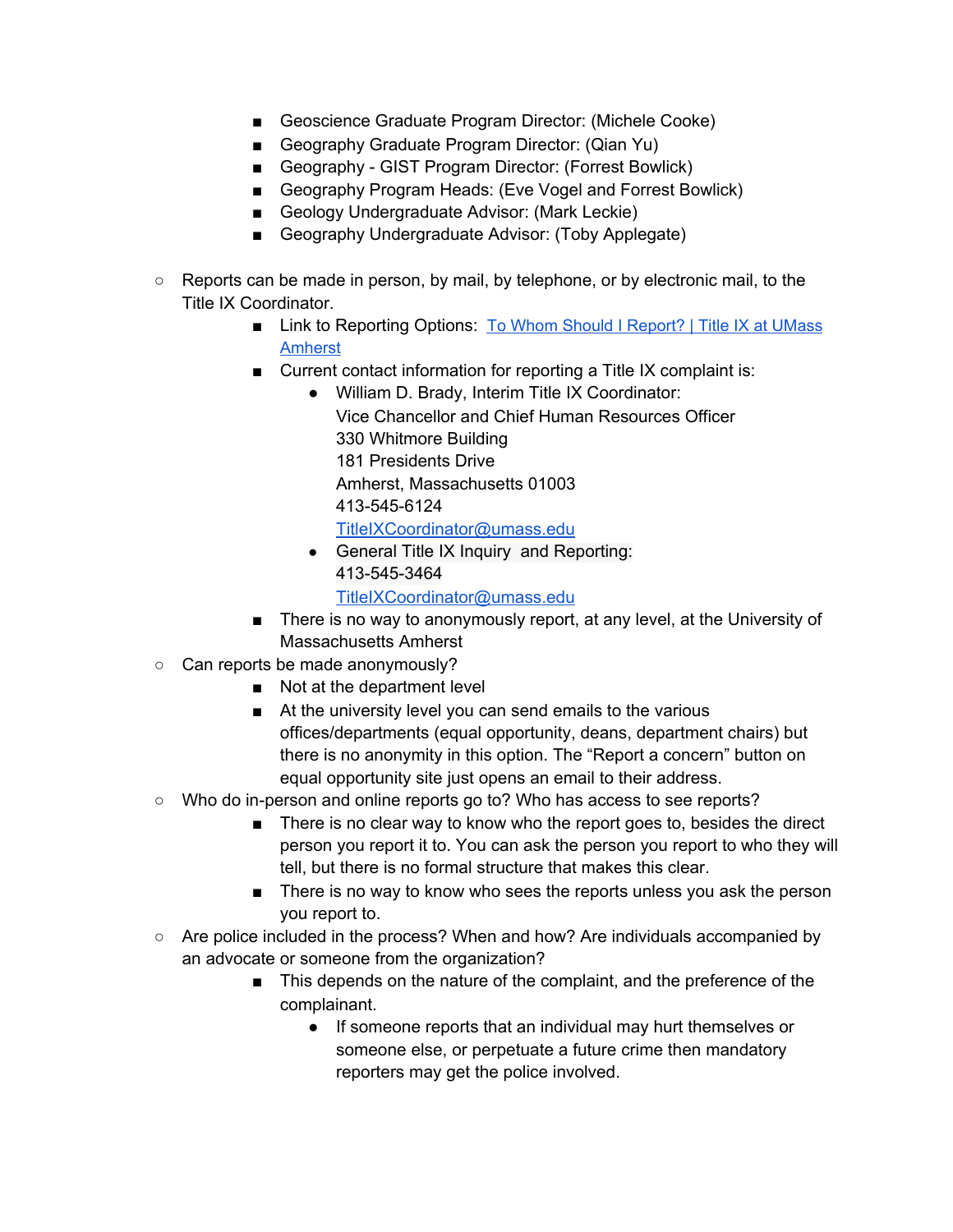- Geoscience Graduate Program Director: (Michele Cooke)
        - Geography Graduate Program Director: (Qian Yu)
        - Geography - GIST Program Director: (Forrest Bowlick)
        - Geography Program Heads: (Eve Vogel and Forrest Bowlick)
        - Geology Undergraduate Advisor: (Mark Leckie)
        - Geography Undergraduate Advisor: (Toby Applegate)

    - Reports can be made in person, by mail, by telephone, or by electronic mail, to the Title IX Coordinator.
        - Link to Reporting Options: [To Whom Should I Report? | Title IX at UMass Amherst]()
        - Current contact information for reporting a Title IX complaint is:
            - William D. Brady, Interim Title IX Coordinator:
              Vice Chancellor and Chief Human Resources Officer
              330 Whitmore Building
              181 Presidents Drive
              Amherst, Massachusetts 01003
              413-545-6124
              [TitleIXCoordinator@umass.edu](mailto:TitleIXCoordinator@umass.edu)
            - General Title IX Inquiry and Reporting:
              413-545-3464
              [TitleIXCoordinator@umass.edu](mailto:TitleIXCoordinator@umass.edu)
        - There is no way to anonymously report, at any level, at the University of Massachusetts Amherst
    - Can reports be made anonymously?
        - Not at the department level
        - At the university level you can send emails to the various offices/departments (equal opportunity, deans, department chairs) but there is no anonymity in this option. The "Report a concern" button on equal opportunity site just opens an email to their address.
    - Who do in-person and online reports go to? Who has access to see reports?
        - There is no clear way to know who the report goes to, besides the direct person you report it to. You can ask the person you report to who they will tell, but there is no formal structure that makes this clear.
        - There is no way to know who sees the reports unless you ask the person you report to.
    - Are police included in the process? When and how? Are individuals accompanied by an advocate or someone from the organization?
        - This depends on the nature of the complaint, and the preference of the complainant.
            - If someone reports that an individual may hurt themselves or someone else, or perpetuate a future crime then mandatory reporters may get the police involved.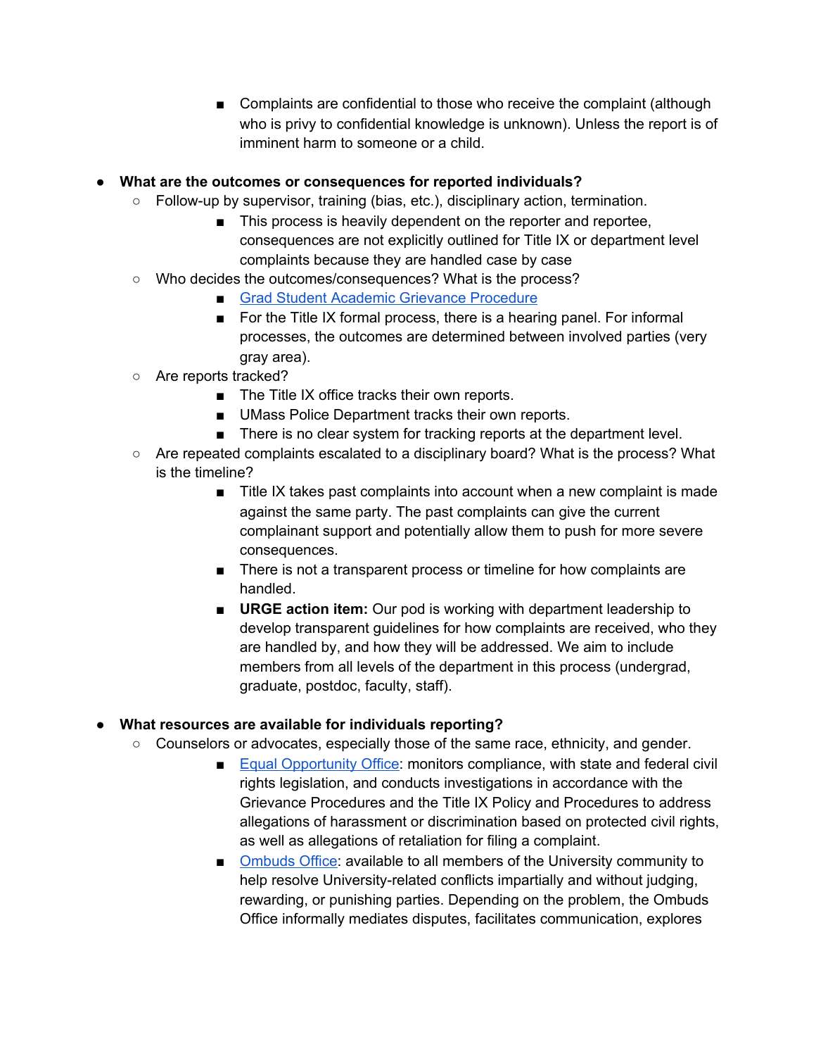- Complaints are confidential to those who receive the complaint (although who is privy to confidential knowledge is unknown). Unless the report is of imminent harm to someone or a child.

- **What are the outcomes or consequences for reported individuals?**
    - Follow-up by supervisor, training (bias, etc.), disciplinary action, termination.
        - This process is heavily dependent on the reporter and reportee, consequences are not explicitly outlined for Title IX or department level complaints because they are handled case by case
    - Who decides the outcomes/consequences? What is the process?
        - Grad Student Academic Grievance Procedure
        - For the Title IX formal process, there is a hearing panel. For informal processes, the outcomes are determined between involved parties (very gray area).
    - Are reports tracked?
        - The Title IX office tracks their own reports.
        - UMass Police Department tracks their own reports.
        - There is no clear system for tracking reports at the department level.
    - Are repeated complaints escalated to a disciplinary board? What is the process? What is the timeline?
        - Title IX takes past complaints into account when a new complaint is made against the same party. The past complaints can give the current complainant support and potentially allow them to push for more severe consequences.
        - There is not a transparent process or timeline for how complaints are handled.
        - **URGE action item:** Our pod is working with department leadership to develop transparent guidelines for how complaints are received, who they are handled by, and how they will be addressed. We aim to include members from all levels of the department in this process (undergrad, graduate, postdoc, faculty, staff).

- **What resources are available for individuals reporting?**
    - Counselors or advocates, especially those of the same race, ethnicity, and gender.
        - Equal Opportunity Office: monitors compliance, with state and federal civil rights legislation, and conducts investigations in accordance with the Grievance Procedures and the Title IX Policy and Procedures to address allegations of harassment or discrimination based on protected civil rights, as well as allegations of retaliation for filing a complaint.
        - Ombuds Office: available to all members of the University community to help resolve University-related conflicts impartially and without judging, rewarding, or punishing parties. Depending on the problem, the Ombuds Office informally mediates disputes, facilitates communication, explores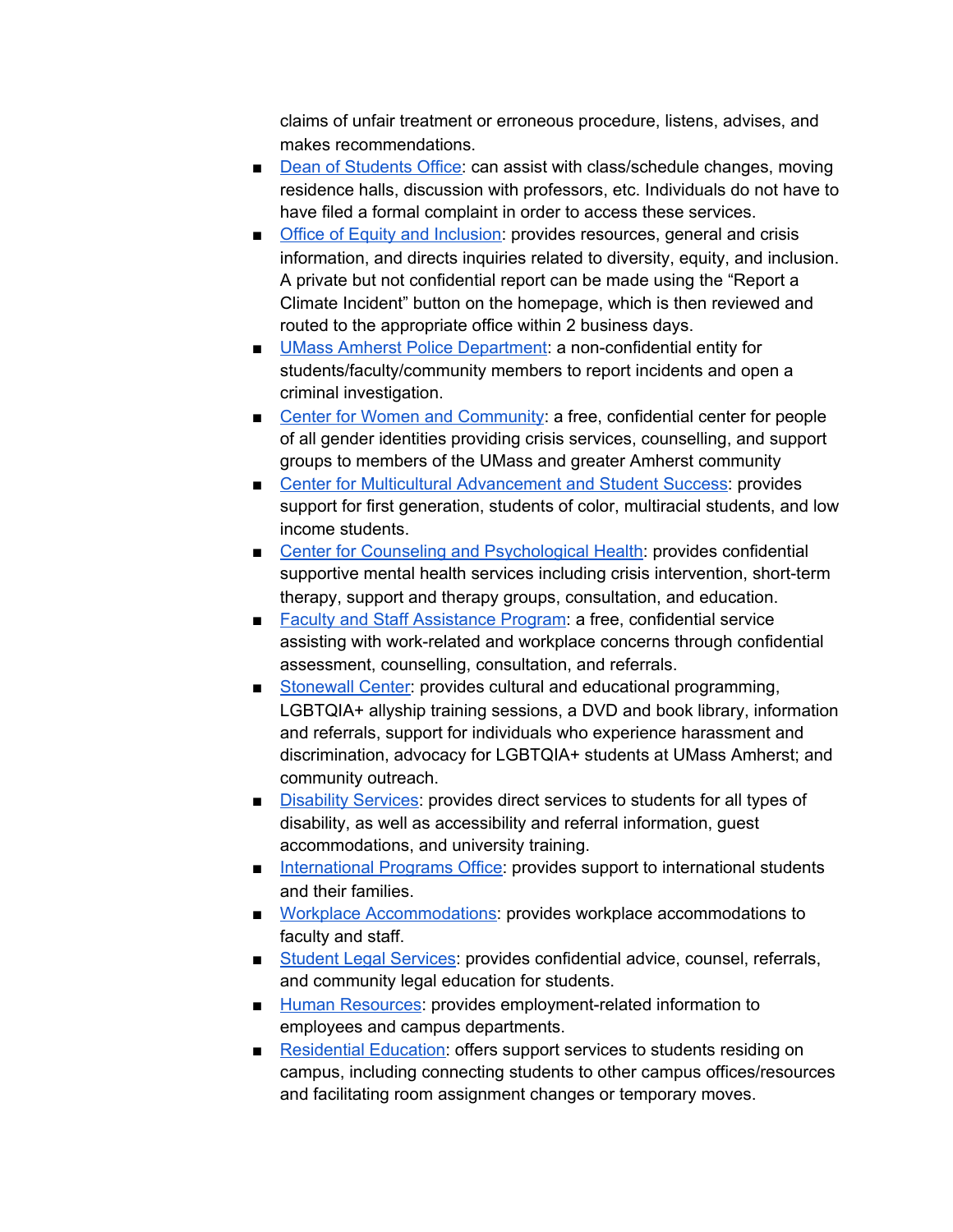claims of unfair treatment or erroneous procedure, listens, advises, and makes recommendations.

- Dean of Students Office: can assist with class/schedule changes, moving residence halls, discussion with professors, etc. Individuals do not have to have filed a formal complaint in order to access these services.
- Office of Equity and Inclusion: provides resources, general and crisis information, and directs inquiries related to diversity, equity, and inclusion. A private but not confidential report can be made using the "Report a Climate Incident" button on the homepage, which is then reviewed and routed to the appropriate office within 2 business days.
- UMass Amherst Police Department: a non-confidential entity for students/faculty/community members to report incidents and open a criminal investigation.
- Center for Women and Community: a free, confidential center for people of all gender identities providing crisis services, counselling, and support groups to members of the UMass and greater Amherst community
- Center for Multicultural Advancement and Student Success: provides support for first generation, students of color, multiracial students, and low income students.
- Center for Counseling and Psychological Health: provides confidential supportive mental health services including crisis intervention, short-term therapy, support and therapy groups, consultation, and education.
- Faculty and Staff Assistance Program: a free, confidential service assisting with work-related and workplace concerns through confidential assessment, counselling, consultation, and referrals.
- Stonewall Center: provides cultural and educational programming, LGBTQIA+ allyship training sessions, a DVD and book library, information and referrals, support for individuals who experience harassment and discrimination, advocacy for LGBTQIA+ students at UMass Amherst; and community outreach.
- Disability Services: provides direct services to students for all types of disability, as well as accessibility and referral information, guest accommodations, and university training.
- International Programs Office: provides support to international students and their families.
- Workplace Accommodations: provides workplace accommodations to faculty and staff.
- Student Legal Services: provides confidential advice, counsel, referrals, and community legal education for students.
- Human Resources: provides employment-related information to employees and campus departments.
- Residential Education: offers support services to students residing on campus, including connecting students to other campus offices/resources and facilitating room assignment changes or temporary moves.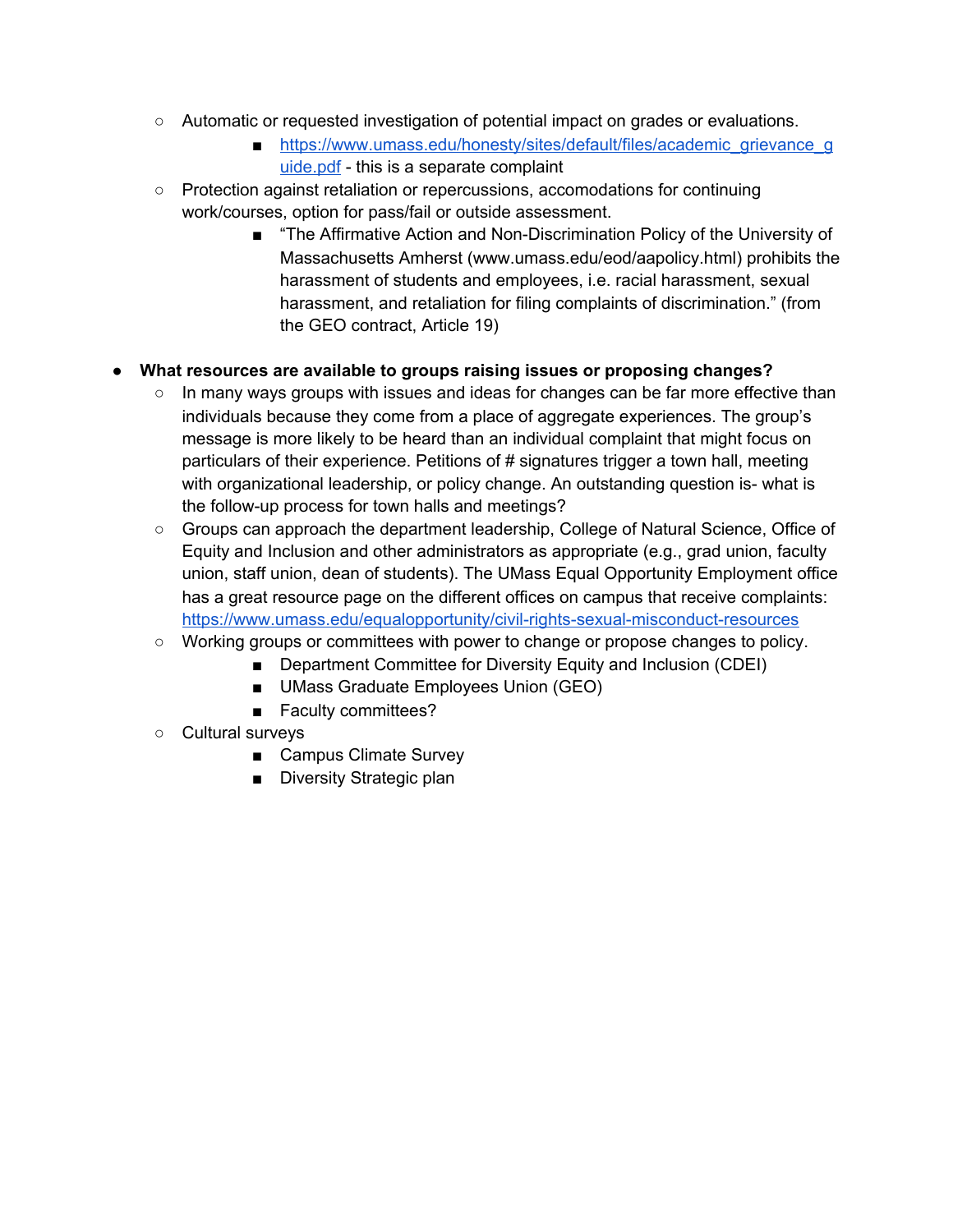- Automatic or requested investigation of potential impact on grades or evaluations.
    - [https://www.umass.edu/honesty/sites/default/files/academic_grievance_guide.pdf](https://www.umass.edu/honesty/sites/default/files/academic_grievance_guide.pdf) - this is a separate complaint
- Protection against retaliation or repercussions, accomodations for continuing work/courses, option for pass/fail or outside assessment.
    - "The Affirmative Action and Non-Discrimination Policy of the University of Massachusetts Amherst (www.umass.edu/eod/aapolicy.html) prohibits the harassment of students and employees, i.e. racial harassment, sexual harassment, and retaliation for filing complaints of discrimination." (from the GEO contract, Article 19)

- **What resources are available to groups raising issues or proposing changes?**
    - In many ways groups with issues and ideas for changes can be far more effective than individuals because they come from a place of aggregate experiences. The group's message is more likely to be heard than an individual complaint that might focus on particulars of their experience. Petitions of # signatures trigger a town hall, meeting with organizational leadership, or policy change. An outstanding question is- what is the follow-up process for town halls and meetings?
    - Groups can approach the department leadership, College of Natural Science, Office of Equity and Inclusion and other administrators as appropriate (e.g., grad union, faculty union, staff union, dean of students). The UMass Equal Opportunity Employment office has a great resource page on the different offices on campus that receive complaints: [https://www.umass.edu/equalopportunity/civil-rights-sexual-misconduct-resources](https://www.umass.edu/equalopportunity/civil-rights-sexual-misconduct-resources)
    - Working groups or committees with power to change or propose changes to policy.
        - Department Committee for Diversity Equity and Inclusion (CDEI)
        - UMass Graduate Employees Union (GEO)
        - Faculty committees?
    - Cultural surveys
        - Campus Climate Survey
        - Diversity Strategic plan